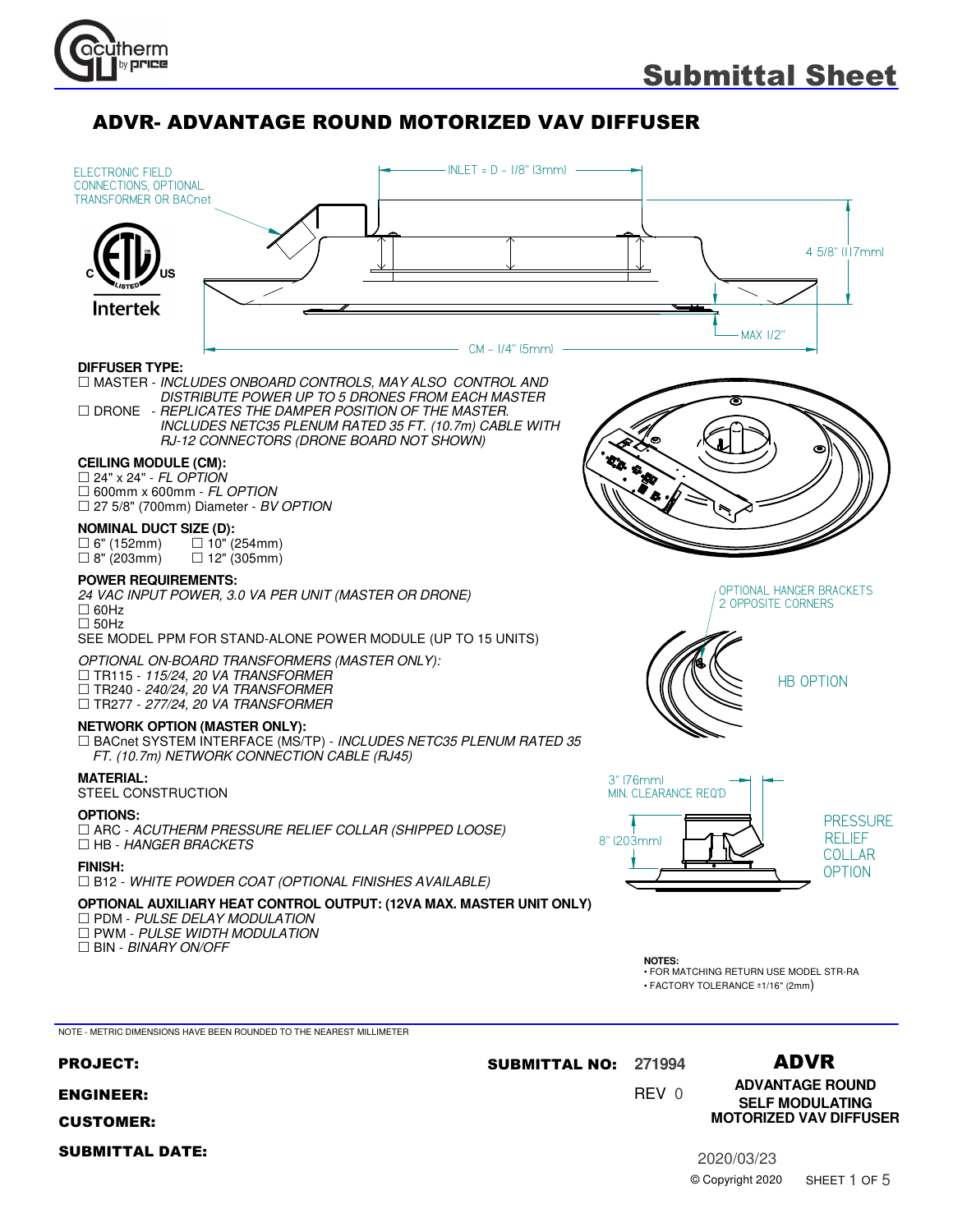# Submittal Sheet

## ADVR- ADVANTAGE ROUND MOTORIZED VAV DIFFUSER

ELECTRONIC FIELD CONNECTIONS, OPTIONAL TRANSFORMER OR BACnet

INLET = D - 1/8" (3mm)

4 5/8" (117mm)

MAX 1/2"

CM - 1/4" (5mm)

**DIFFUSER TYPE:**

☐ MASTER - *INCLUDES ONBOARD CONTROLS, MAY ALSO CONTROL AND DISTRIBUTE POWER UP TO 5 DRONES FROM EACH MASTER*

☐ DRONE - *REPLICATES THE DAMPER POSITION OF THE MASTER. INCLUDES NETC35 PLENUM RATED 35 FT. (10.7m) CABLE WITH RJ-12 CONNECTORS (DRONE BOARD NOT SHOWN)*

**CEILING MODULE (CM):**

☐ 24" x 24" - *FL OPTION*

☐ 600mm x 600mm - *FL OPTION*

☐ 27 5/8" (700mm) Diameter - *BV OPTION*

**NOMINAL DUCT SIZE (D):**

☐ 6" (152mm) ☐ 10" (254mm)

☐ 8" (203mm) ☐ 12" (305mm)

**POWER REQUIREMENTS:**

*24 VAC INPUT POWER, 3.0 VA PER UNIT (MASTER OR DRONE)*

☐ 60Hz

☐ 50Hz

SEE MODEL PPM FOR STAND-ALONE POWER MODULE (UP TO 15 UNITS)

*OPTIONAL ON-BOARD TRANSFORMERS (MASTER ONLY):*

☐ TR115 - *115/24, 20 VA TRANSFORMER*

☐ TR240 - *240/24, 20 VA TRANSFORMER*

☐ TR277 - *277/24, 20 VA TRANSFORMER*

**NETWORK OPTION (MASTER ONLY):**

☐ BACnet SYSTEM INTERFACE (MS/TP) - *INCLUDES NETC35 PLENUM RATED 35 FT. (10.7m) NETWORK CONNECTION CABLE (RJ45)*

**MATERIAL:**

STEEL CONSTRUCTION

**OPTIONS:**

☐ ARC - *ACUTHERM PRESSURE RELIEF COLLAR (SHIPPED LOOSE)*

☐ HB - *HANGER BRACKETS*

**FINISH:**

☐ B12 - *WHITE POWDER COAT (OPTIONAL FINISHES AVAILABLE)*

**OPTIONAL AUXILIARY HEAT CONTROL OUTPUT: (12VA MAX. MASTER UNIT ONLY)**

☐ PDM - *PULSE DELAY MODULATION*

☐ PWM - *PULSE WIDTH MODULATION*

☐ BIN - *BINARY ON/OFF*

OPTIONAL HANGER BRACKETS 2 OPPOSITE CORNERS

HB OPTION

3" (76mm) MIN. CLEARANCE REQ'D

8" (203mm)

PRESSURE RELIEF COLLAR OPTION

**NOTES:**

- FOR MATCHING RETURN USE MODEL STR-RA
- FACTORY TOLERANCE ±1/16" (2mm)

NOTE - METRIC DIMENSIONS HAVE BEEN ROUNDED TO THE NEAREST MILLIMETER

**PROJECT:**

**ENGINEER:**

**CUSTOMER:**

**SUBMITTAL DATE:**

**SUBMITTAL NO:** 271994

REV 0

**ADVR**

**ADVANTAGE ROUND SELF MODULATING MOTORIZED VAV DIFFUSER**

2020/03/23

© Copyright 2020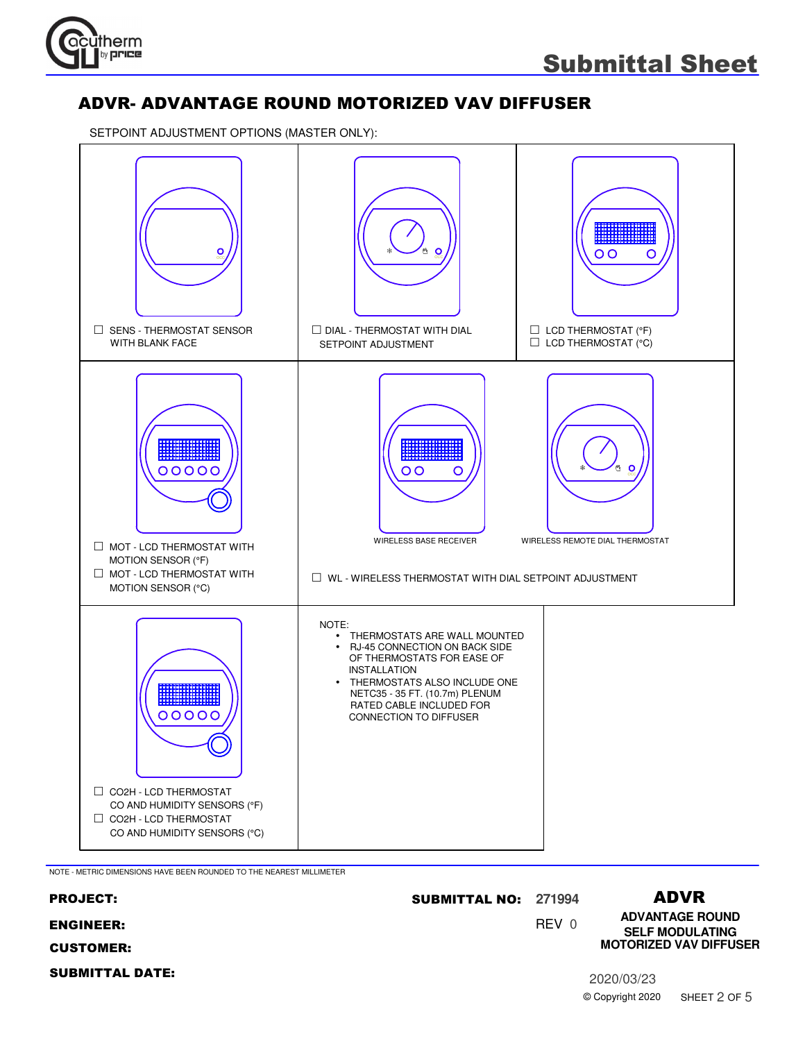# ADVR- ADVANTAGE ROUND MOTORIZED VAV DIFFUSER

SETPOINT ADJUSTMENT OPTIONS (MASTER ONLY):

- ☐ SENS - THERMOSTAT SENSOR WITH BLANK FACE
- ☐ DIAL - THERMOSTAT WITH DIAL SETPOINT ADJUSTMENT
- ☐ LCD THERMOSTAT (°F)
- ☐ LCD THERMOSTAT (°C)
- ☐ MOT - LCD THERMOSTAT WITH MOTION SENSOR (°F)
- ☐ MOT - LCD THERMOSTAT WITH MOTION SENSOR (°C)

WIRELESS BASE RECEIVER

WIRELESS REMOTE DIAL THERMOSTAT

- ☐ WL - WIRELESS THERMOSTAT WITH DIAL SETPOINT ADJUSTMENT
- ☐ CO2H - LCD THERMOSTAT CO AND HUMIDITY SENSORS (°F)
- ☐ CO2H - LCD THERMOSTAT CO AND HUMIDITY SENSORS (°C)

NOTE:

- THERMOSTATS ARE WALL MOUNTED
- RJ-45 CONNECTION ON BACK SIDE OF THERMOSTATS FOR EASE OF INSTALLATION
- THERMOSTATS ALSO INCLUDE ONE NETC35 - 35 FT. (10.7m) PLENUM RATED CABLE INCLUDED FOR CONNECTION TO DIFFUSER

NOTE - METRIC DIMENSIONS HAVE BEEN ROUNDED TO THE NEAREST MILLIMETER

**PROJECT:**

**ENGINEER:**

**CUSTOMER:**

**SUBMITTAL DATE:**

**SUBMITTAL NO:** 271994

REV 0

**ADVR**

**ADVANTAGE ROUND SELF MODULATING MOTORIZED VAV DIFFUSER**

2020/03/23

© Copyright 2020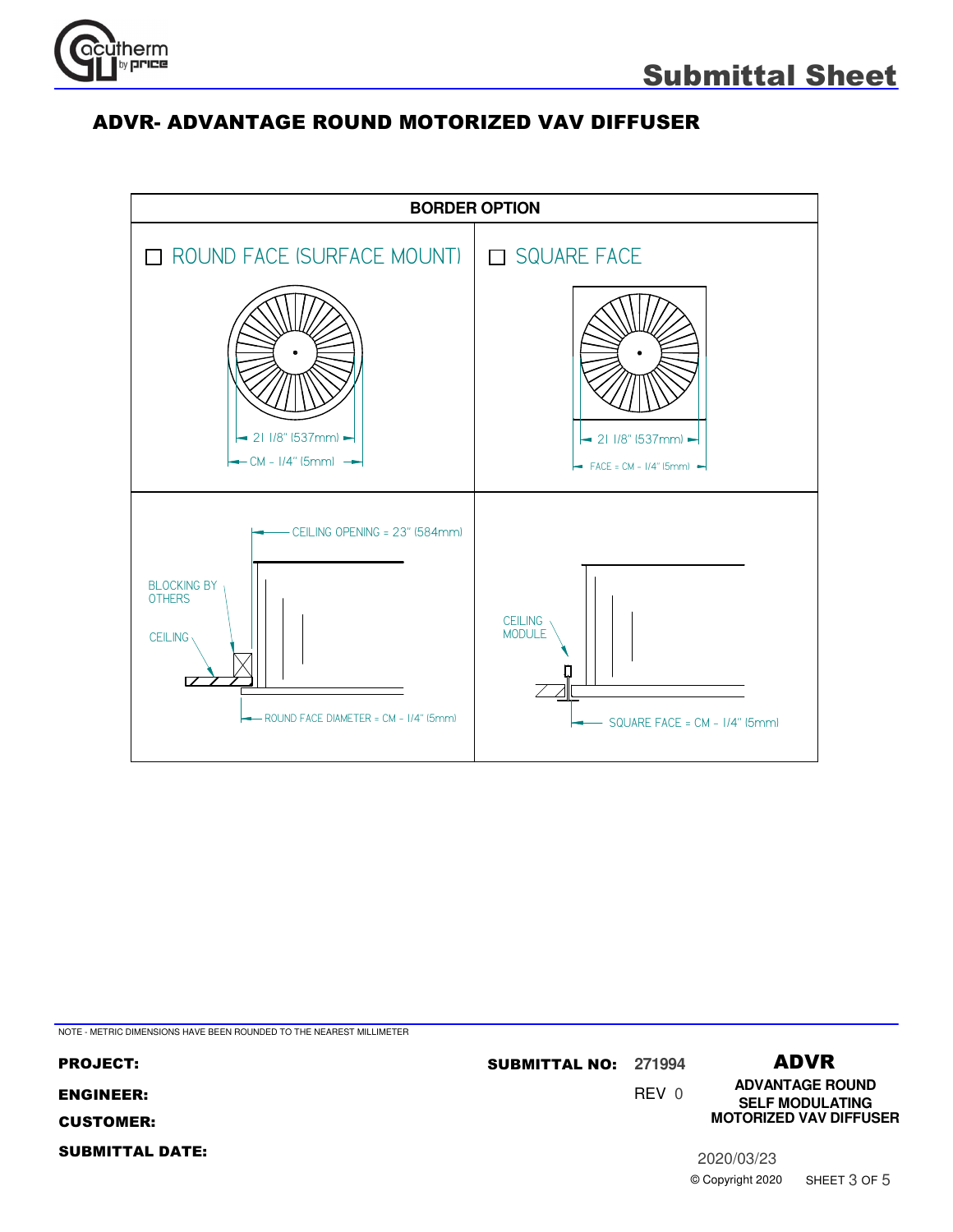# Submittal Sheet

## ADVR- ADVANTAGE ROUND MOTORIZED VAV DIFFUSER

**BORDER OPTION**

| ☐ ROUND FACE (SURFACE MOUNT) | ☐ SQUARE FACE |
|---|---|
| 21 1/8" (537mm)<br>CM - 1/4" (5mm) | 21 1/8" (537mm)<br>FACE = CM - 1/4" (5mm) |
| CEILING OPENING = 23" (584mm)<br>BLOCKING BY OTHERS<br>CEILING<br>ROUND FACE DIAMETER = CM - 1/4" (5mm) | CEILING MODULE<br>SQUARE FACE = CM - 1/4" (5mm) |

NOTE - METRIC DIMENSIONS HAVE BEEN ROUNDED TO THE NEAREST MILLIMETER

**PROJECT:**

**ENGINEER:**

**CUSTOMER:**

**SUBMITTAL DATE:**

**SUBMITTAL NO:** 271994

REV 0

**ADVR**

**ADVANTAGE ROUND SELF MODULATING MOTORIZED VAV DIFFUSER**

2020/03/23

© Copyright 2020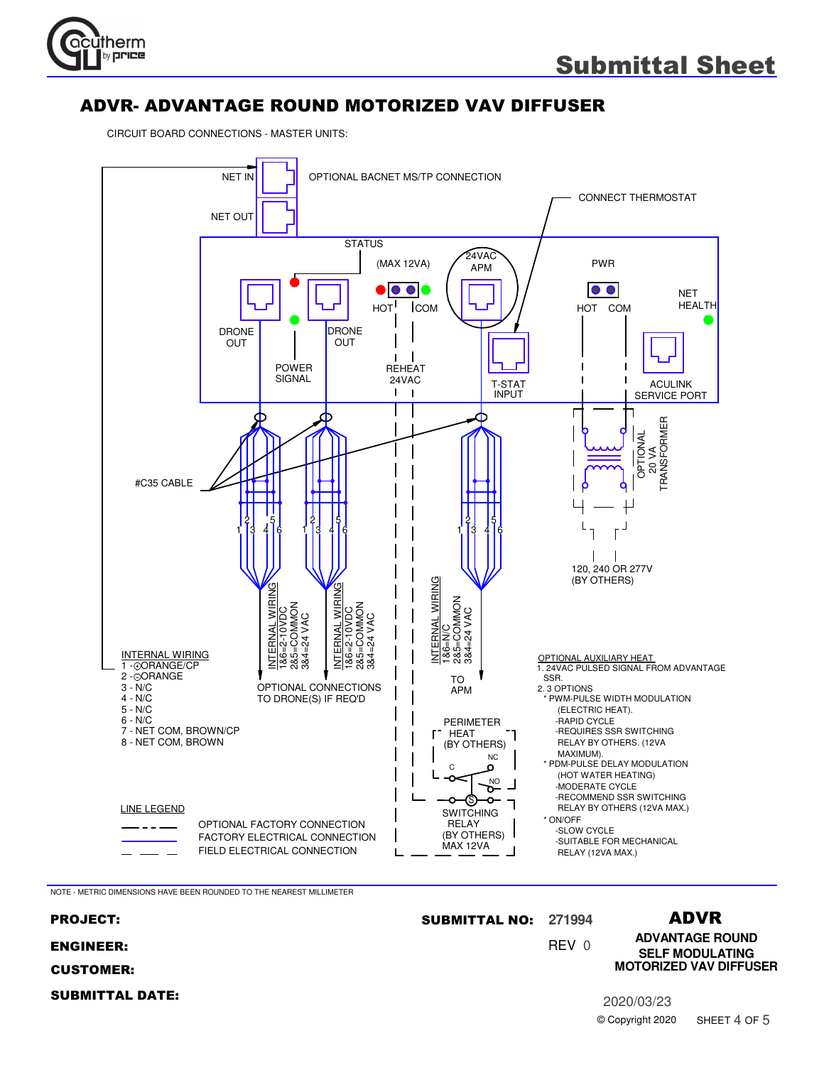# ADVR- ADVANTAGE ROUND MOTORIZED VAV DIFFUSER

CIRCUIT BOARD CONNECTIONS - MASTER UNITS:

NET IN
NET OUT
OPTIONAL BACNET MS/TP CONNECTION
CONNECT THERMOSTAT
STATUS
(MAX 12VA)
24VAC APM
PWR
NET HEALTH
HOT COM
HOT COM
DRONE OUT
DRONE OUT
POWER SIGNAL
REHEAT 24VAC
T-STAT INPUT
ACULINK SERVICE PORT
OPTIONAL 20 VA TRANSFORMER
120, 240 OR 277V (BY OTHERS)
#C35 CABLE

INTERNAL WIRING
1&6=2-10VDC
2&5=COMMON
3&4=24 VAC

INTERNAL WIRING
1&6=2-10VDC
2&5=COMMON
3&4=24 VAC

INTERNAL WIRING
1&6=N/C
2&5=COMMON
3&4=24 VAC

OPTIONAL CONNECTIONS TO DRONE(S) IF REQ'D

TO APM

INTERNAL WIRING
1 -⊕ORANGE/CP
2 -⊖ORANGE
3 - N/C
4 - N/C
5 - N/C
6 - N/C
7 - NET COM, BROWN/CP
8 - NET COM, BROWN

PERIMETER HEAT (BY OTHERS)
NC
C
NO
S
SWITCHING RELAY (BY OTHERS) MAX 12VA

OPTIONAL AUXILIARY HEAT
1. 24VAC PULSED SIGNAL FROM ADVANTAGE SSR.
2. 3 OPTIONS
- * PWM-PULSE WIDTH MODULATION (ELECTRIC HEAT).
  - -RAPID CYCLE
  - -REQUIRES SSR SWITCHING RELAY BY OTHERS. (12VA MAXIMUM).
- * PDM-PULSE DELAY MODULATION (HOT WATER HEATING)
  - -MODERATE CYCLE
  - -RECOMMEND SSR SWITCHING RELAY BY OTHERS (12VA MAX.)
- * ON/OFF
  - -SLOW CYCLE
  - -SUITABLE FOR MECHANICAL RELAY (12VA MAX.)

LINE LEGEND
- — - - — OPTIONAL FACTORY CONNECTION
- ——— FACTORY ELECTRICAL CONNECTION
- — — — FIELD ELECTRICAL CONNECTION

NOTE - METRIC DIMENSIONS HAVE BEEN ROUNDED TO THE NEAREST MILLIMETER

**PROJECT:**

**ENGINEER:**

**CUSTOMER:**

**SUBMITTAL DATE:**

**SUBMITTAL NO:** 271994

REV 0

**ADVR**
**ADVANTAGE ROUND SELF MODULATING MOTORIZED VAV DIFFUSER**

2020/03/23

© Copyright 2020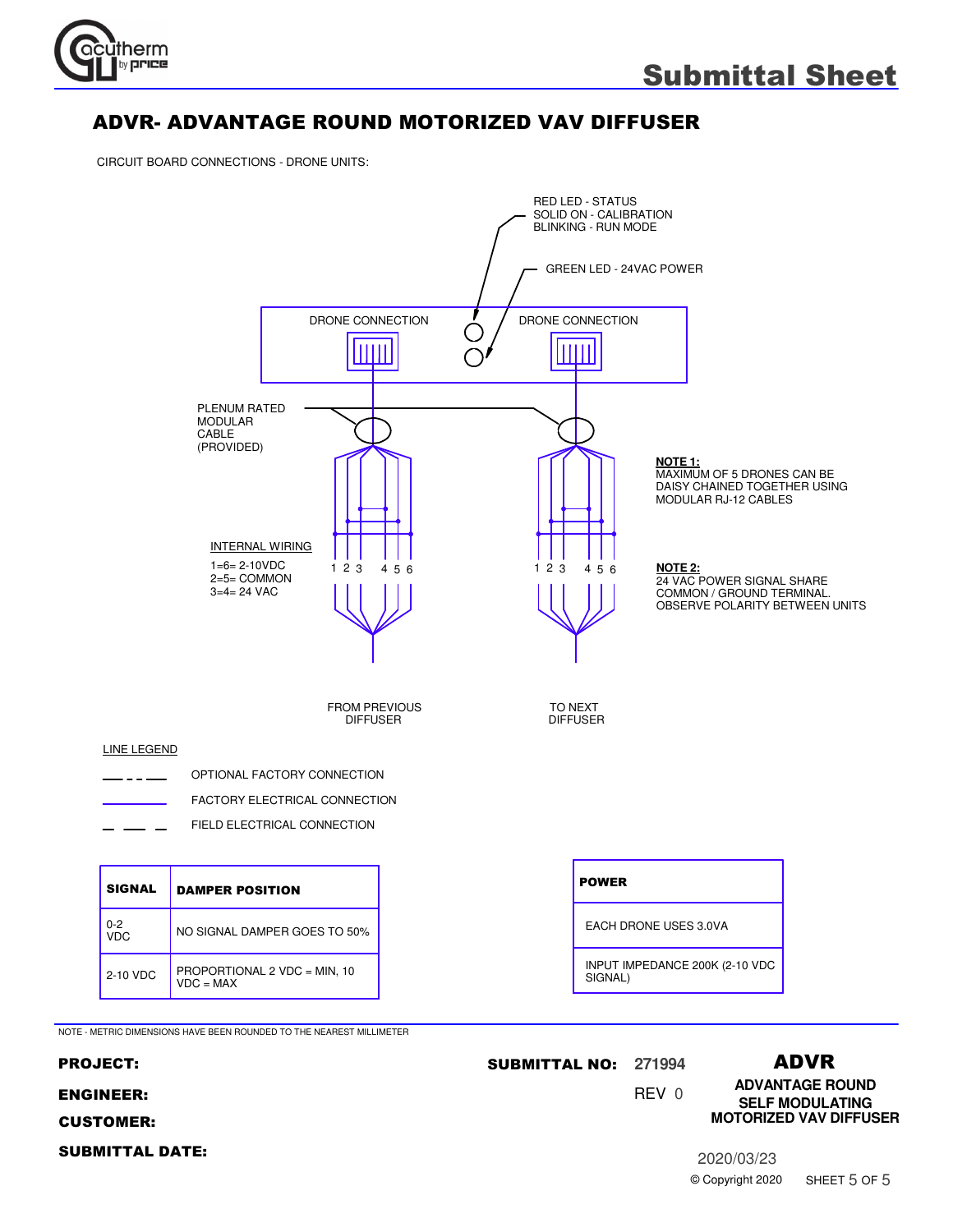# ADVR- ADVANTAGE ROUND MOTORIZED VAV DIFFUSER

CIRCUIT BOARD CONNECTIONS - DRONE UNITS:

RED LED - STATUS
SOLID ON - CALIBRATION
BLINKING - RUN MODE

GREEN LED - 24VAC POWER

DRONE CONNECTION

DRONE CONNECTION

PLENUM RATED
MODULAR
CABLE
(PROVIDED)

INTERNAL WIRING
1=6= 2-10VDC
2=5= COMMON
3=4= 24 VAC

1 2 3 4 5 6

1 2 3 4 5 6

FROM PREVIOUS
DIFFUSER

TO NEXT
DIFFUSER

**NOTE 1:**
MAXIMUM OF 5 DRONES CAN BE DAISY CHAINED TOGETHER USING MODULAR RJ-12 CABLES

**NOTE 2:**
24 VAC POWER SIGNAL SHARE COMMON / GROUND TERMINAL. OBSERVE POLARITY BETWEEN UNITS

LINE LEGEND

- OPTIONAL FACTORY CONNECTION
- FACTORY ELECTRICAL CONNECTION
- FIELD ELECTRICAL CONNECTION

| SIGNAL | DAMPER POSITION |
|---|---|
| 0-2 VDC | NO SIGNAL DAMPER GOES TO 50% |
| 2-10 VDC | PROPORTIONAL 2 VDC = MIN, 10 VDC = MAX |

| POWER |
|---|
| EACH DRONE USES 3.0VA |
| INPUT IMPEDANCE 200K (2-10 VDC SIGNAL) |

NOTE - METRIC DIMENSIONS HAVE BEEN ROUNDED TO THE NEAREST MILLIMETER

**PROJECT:**

**ENGINEER:**

**CUSTOMER:**

**SUBMITTAL DATE:**

**SUBMITTAL NO:** 271994

REV 0

**ADVR**

**ADVANTAGE ROUND SELF MODULATING MOTORIZED VAV DIFFUSER**

2020/03/23

© Copyright 2020